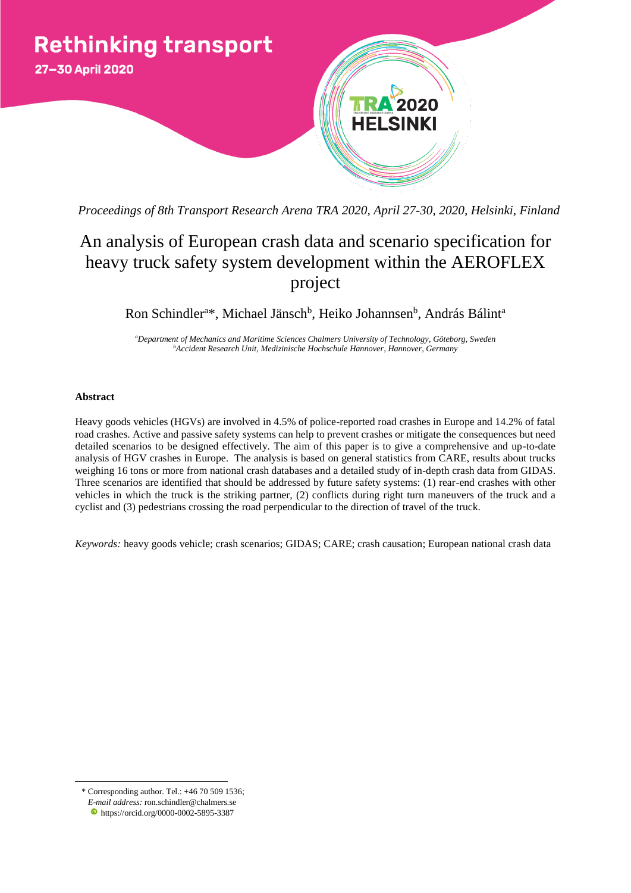Rethinking transport

27–30 April 2020

*Proceedings of 8th Transport Research Arena TRA 2020, April 27-30, 2020, Helsinki, Finland*

# An analysis of European crash data and scenario specification for heavy truck safety system development within the AEROFLEX project

Ron Schindler[a]*, Michael Jänsch[b], Heiko Johannsen[b], András Bálint[a]

[a]*Department of Mechanics and Maritime Sciences Chalmers University of Technology, Göteborg, Sweden*
[b]*Accident Research Unit, Medizinische Hochschule Hannover, Hannover, Germany*

## Abstract

Heavy goods vehicles (HGVs) are involved in 4.5% of police-reported road crashes in Europe and 14.2% of fatal road crashes. Active and passive safety systems can help to prevent crashes or mitigate the consequences but need detailed scenarios to be designed effectively. The aim of this paper is to give a comprehensive and up-to-date analysis of HGV crashes in Europe. The analysis is based on general statistics from CARE, results about trucks weighing 16 tons or more from national crash databases and a detailed study of in-depth crash data from GIDAS. Three scenarios are identified that should be addressed by future safety systems: (1) rear-end crashes with other vehicles in which the truck is the striking partner, (2) conflicts during right turn maneuvers of the truck and a cyclist and (3) pedestrians crossing the road perpendicular to the direction of travel of the truck.

*Keywords:* heavy goods vehicle; crash scenarios; GIDAS; CARE; crash causation; European national crash data

* Corresponding author. Tel.: +46 70 509 1536;
*E-mail address:* ron.schindler@chalmers.se
https://orcid.org/0000-0002-5895-3387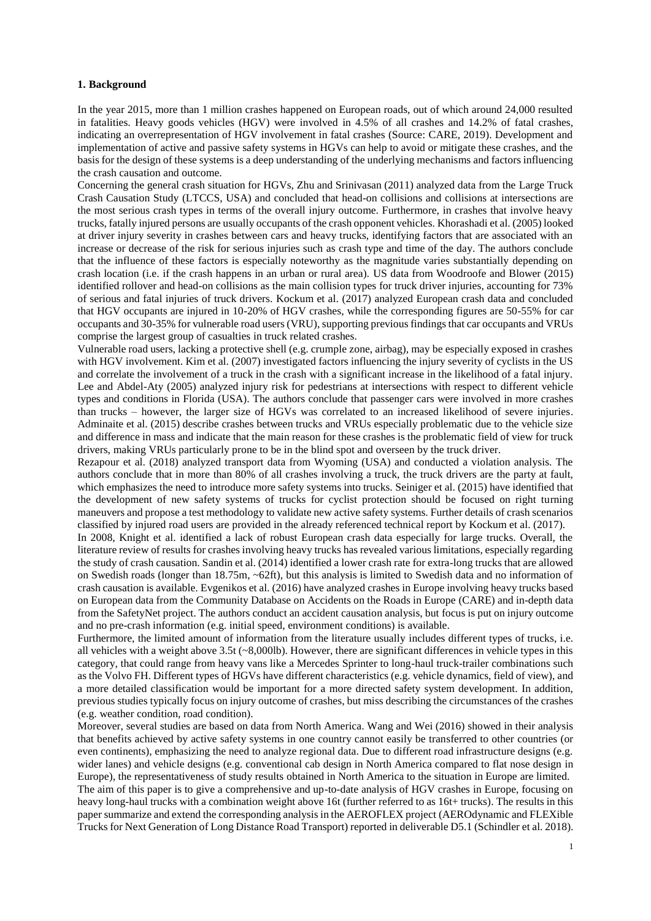## 1. Background

In the year 2015, more than 1 million crashes happened on European roads, out of which around 24,000 resulted in fatalities. Heavy goods vehicles (HGV) were involved in 4.5% of all crashes and 14.2% of fatal crashes, indicating an overrepresentation of HGV involvement in fatal crashes (Source: CARE, 2019). Development and implementation of active and passive safety systems in HGVs can help to avoid or mitigate these crashes, and the basis for the design of these systems is a deep understanding of the underlying mechanisms and factors influencing the crash causation and outcome.

Concerning the general crash situation for HGVs, Zhu and Srinivasan (2011) analyzed data from the Large Truck Crash Causation Study (LTCCS, USA) and concluded that head-on collisions and collisions at intersections are the most serious crash types in terms of the overall injury outcome. Furthermore, in crashes that involve heavy trucks, fatally injured persons are usually occupants of the crash opponent vehicles. Khorashadi et al. (2005) looked at driver injury severity in crashes between cars and heavy trucks, identifying factors that are associated with an increase or decrease of the risk for serious injuries such as crash type and time of the day. The authors conclude that the influence of these factors is especially noteworthy as the magnitude varies substantially depending on crash location (i.e. if the crash happens in an urban or rural area). US data from Woodroofe and Blower (2015) identified rollover and head-on collisions as the main collision types for truck driver injuries, accounting for 73% of serious and fatal injuries of truck drivers. Kockum et al. (2017) analyzed European crash data and concluded that HGV occupants are injured in 10-20% of HGV crashes, while the corresponding figures are 50-55% for car occupants and 30-35% for vulnerable road users (VRU), supporting previous findings that car occupants and VRUs comprise the largest group of casualties in truck related crashes.

Vulnerable road users, lacking a protective shell (e.g. crumple zone, airbag), may be especially exposed in crashes with HGV involvement. Kim et al. (2007) investigated factors influencing the injury severity of cyclists in the US and correlate the involvement of a truck in the crash with a significant increase in the likelihood of a fatal injury. Lee and Abdel-Aty (2005) analyzed injury risk for pedestrians at intersections with respect to different vehicle types and conditions in Florida (USA). The authors conclude that passenger cars were involved in more crashes than trucks – however, the larger size of HGVs was correlated to an increased likelihood of severe injuries. Adminaite et al. (2015) describe crashes between trucks and VRUs especially problematic due to the vehicle size and difference in mass and indicate that the main reason for these crashes is the problematic field of view for truck drivers, making VRUs particularly prone to be in the blind spot and overseen by the truck driver.

Rezapour et al. (2018) analyzed transport data from Wyoming (USA) and conducted a violation analysis. The authors conclude that in more than 80% of all crashes involving a truck, the truck drivers are the party at fault, which emphasizes the need to introduce more safety systems into trucks. Seiniger et al. (2015) have identified that the development of new safety systems of trucks for cyclist protection should be focused on right turning maneuvers and propose a test methodology to validate new active safety systems. Further details of crash scenarios classified by injured road users are provided in the already referenced technical report by Kockum et al. (2017).

In 2008, Knight et al. identified a lack of robust European crash data especially for large trucks. Overall, the literature review of results for crashes involving heavy trucks has revealed various limitations, especially regarding the study of crash causation. Sandin et al. (2014) identified a lower crash rate for extra-long trucks that are allowed on Swedish roads (longer than 18.75m, ~62ft), but this analysis is limited to Swedish data and no information of crash causation is available. Evgenikos et al. (2016) have analyzed crashes in Europe involving heavy trucks based on European data from the Community Database on Accidents on the Roads in Europe (CARE) and in-depth data from the SafetyNet project. The authors conduct an accident causation analysis, but focus is put on injury outcome and no pre-crash information (e.g. initial speed, environment conditions) is available.

Furthermore, the limited amount of information from the literature usually includes different types of trucks, i.e. all vehicles with a weight above 3.5t (~8,000lb). However, there are significant differences in vehicle types in this category, that could range from heavy vans like a Mercedes Sprinter to long-haul truck-trailer combinations such as the Volvo FH. Different types of HGVs have different characteristics (e.g. vehicle dynamics, field of view), and a more detailed classification would be important for a more directed safety system development. In addition, previous studies typically focus on injury outcome of crashes, but miss describing the circumstances of the crashes (e.g. weather condition, road condition).

Moreover, several studies are based on data from North America. Wang and Wei (2016) showed in their analysis that benefits achieved by active safety systems in one country cannot easily be transferred to other countries (or even continents), emphasizing the need to analyze regional data. Due to different road infrastructure designs (e.g. wider lanes) and vehicle designs (e.g. conventional cab design in North America compared to flat nose design in Europe), the representativeness of study results obtained in North America to the situation in Europe are limited.

The aim of this paper is to give a comprehensive and up-to-date analysis of HGV crashes in Europe, focusing on heavy long-haul trucks with a combination weight above 16t (further referred to as 16t+ trucks). The results in this paper summarize and extend the corresponding analysis in the AEROFLEX project (AEROdynamic and FLEXible Trucks for Next Generation of Long Distance Road Transport) reported in deliverable D5.1 (Schindler et al. 2018).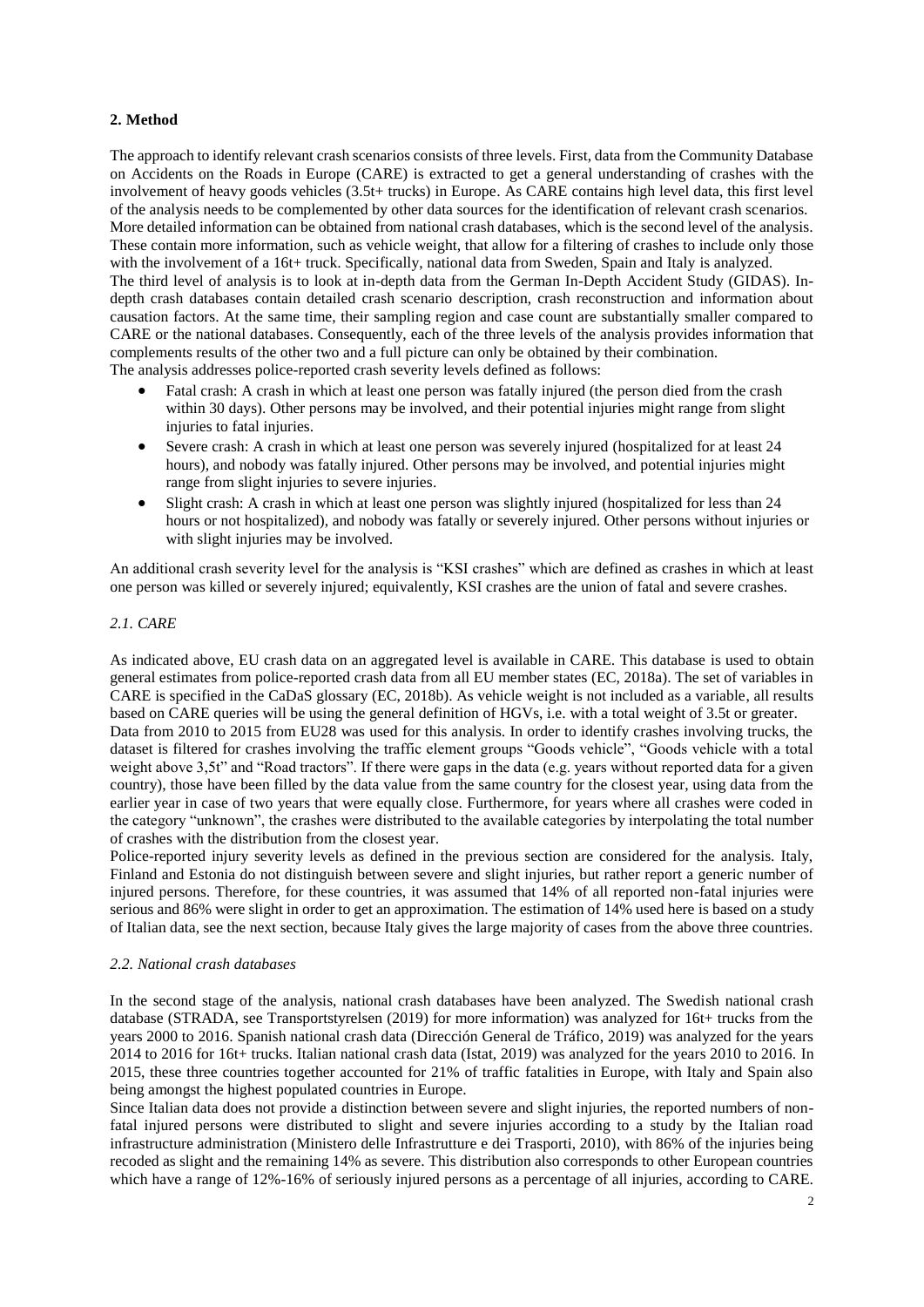## 2. Method

The approach to identify relevant crash scenarios consists of three levels. First, data from the Community Database on Accidents on the Roads in Europe (CARE) is extracted to get a general understanding of crashes with the involvement of heavy goods vehicles (3.5t+ trucks) in Europe. As CARE contains high level data, this first level of the analysis needs to be complemented by other data sources for the identification of relevant crash scenarios. More detailed information can be obtained from national crash databases, which is the second level of the analysis. These contain more information, such as vehicle weight, that allow for a filtering of crashes to include only those with the involvement of a 16t+ truck. Specifically, national data from Sweden, Spain and Italy is analyzed.

The third level of analysis is to look at in-depth data from the German In-Depth Accident Study (GIDAS). In-depth crash databases contain detailed crash scenario description, crash reconstruction and information about causation factors. At the same time, their sampling region and case count are substantially smaller compared to CARE or the national databases. Consequently, each of the three levels of the analysis provides information that complements results of the other two and a full picture can only be obtained by their combination.

The analysis addresses police-reported crash severity levels defined as follows:

- Fatal crash: A crash in which at least one person was fatally injured (the person died from the crash within 30 days). Other persons may be involved, and their potential injuries might range from slight injuries to fatal injuries.
- Severe crash: A crash in which at least one person was severely injured (hospitalized for at least 24 hours), and nobody was fatally injured. Other persons may be involved, and potential injuries might range from slight injuries to severe injuries.
- Slight crash: A crash in which at least one person was slightly injured (hospitalized for less than 24 hours or not hospitalized), and nobody was fatally or severely injured. Other persons without injuries or with slight injuries may be involved.

An additional crash severity level for the analysis is "KSI crashes" which are defined as crashes in which at least one person was killed or severely injured; equivalently, KSI crashes are the union of fatal and severe crashes.

### *2.1. CARE*

As indicated above, EU crash data on an aggregated level is available in CARE. This database is used to obtain general estimates from police-reported crash data from all EU member states (EC, 2018a). The set of variables in CARE is specified in the CaDaS glossary (EC, 2018b). As vehicle weight is not included as a variable, all results based on CARE queries will be using the general definition of HGVs, i.e. with a total weight of 3.5t or greater.

Data from 2010 to 2015 from EU28 was used for this analysis. In order to identify crashes involving trucks, the dataset is filtered for crashes involving the traffic element groups "Goods vehicle", "Goods vehicle with a total weight above 3,5t" and "Road tractors". If there were gaps in the data (e.g. years without reported data for a given country), those have been filled by the data value from the same country for the closest year, using data from the earlier year in case of two years that were equally close. Furthermore, for years where all crashes were coded in the category "unknown", the crashes were distributed to the available categories by interpolating the total number of crashes with the distribution from the closest year.

Police-reported injury severity levels as defined in the previous section are considered for the analysis. Italy, Finland and Estonia do not distinguish between severe and slight injuries, but rather report a generic number of injured persons. Therefore, for these countries, it was assumed that 14% of all reported non-fatal injuries were serious and 86% were slight in order to get an approximation. The estimation of 14% used here is based on a study of Italian data, see the next section, because Italy gives the large majority of cases from the above three countries.

### *2.2. National crash databases*

In the second stage of the analysis, national crash databases have been analyzed. The Swedish national crash database (STRADA, see Transportstyrelsen (2019) for more information) was analyzed for 16t+ trucks from the years 2000 to 2016. Spanish national crash data (Dirección General de Tráfico, 2019) was analyzed for the years 2014 to 2016 for 16t+ trucks. Italian national crash data (Istat, 2019) was analyzed for the years 2010 to 2016. In 2015, these three countries together accounted for 21% of traffic fatalities in Europe, with Italy and Spain also being amongst the highest populated countries in Europe.

Since Italian data does not provide a distinction between severe and slight injuries, the reported numbers of non-fatal injured persons were distributed to slight and severe injuries according to a study by the Italian road infrastructure administration (Ministero delle Infrastrutture e dei Trasporti, 2010), with 86% of the injuries being recoded as slight and the remaining 14% as severe. This distribution also corresponds to other European countries which have a range of 12%-16% of seriously injured persons as a percentage of all injuries, according to CARE.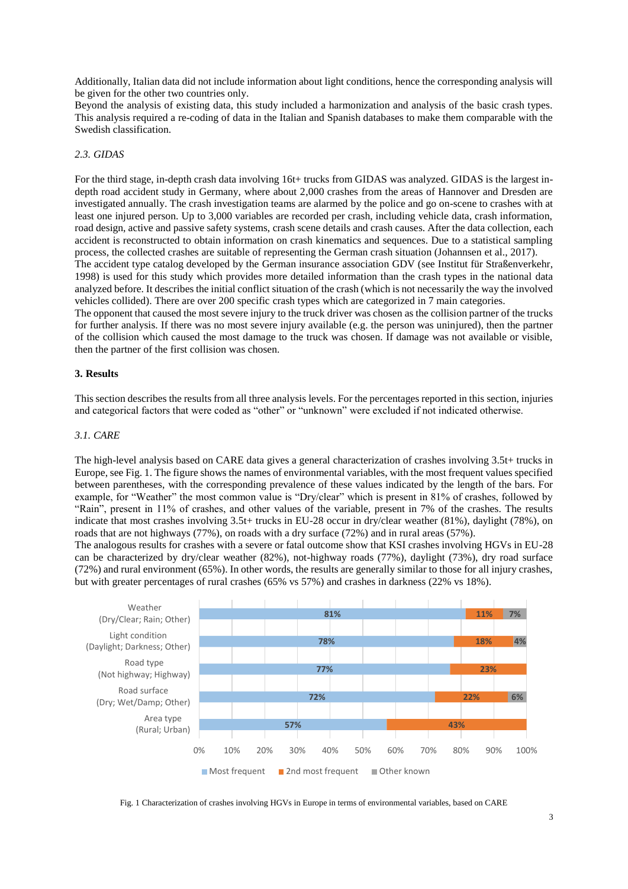Additionally, Italian data did not include information about light conditions, hence the corresponding analysis will be given for the other two countries only.

Beyond the analysis of existing data, this study included a harmonization and analysis of the basic crash types. This analysis required a re-coding of data in the Italian and Spanish databases to make them comparable with the Swedish classification.

### *2.3. GIDAS*

For the third stage, in-depth crash data involving 16t+ trucks from GIDAS was analyzed. GIDAS is the largest in-depth road accident study in Germany, where about 2,000 crashes from the areas of Hannover and Dresden are investigated annually. The crash investigation teams are alarmed by the police and go on-scene to crashes with at least one injured person. Up to 3,000 variables are recorded per crash, including vehicle data, crash information, road design, active and passive safety systems, crash scene details and crash causes. After the data collection, each accident is reconstructed to obtain information on crash kinematics and sequences. Due to a statistical sampling process, the collected crashes are suitable of representing the German crash situation (Johannsen et al., 2017).

The accident type catalog developed by the German insurance association GDV (see Institut für Straßenverkehr, 1998) is used for this study which provides more detailed information than the crash types in the national data analyzed before. It describes the initial conflict situation of the crash (which is not necessarily the way the involved vehicles collided). There are over 200 specific crash types which are categorized in 7 main categories.

The opponent that caused the most severe injury to the truck driver was chosen as the collision partner of the trucks for further analysis. If there was no most severe injury available (e.g. the person was uninjured), then the partner of the collision which caused the most damage to the truck was chosen. If damage was not available or visible, then the partner of the first collision was chosen.

## 3. Results

This section describes the results from all three analysis levels. For the percentages reported in this section, injuries and categorical factors that were coded as "other" or "unknown" were excluded if not indicated otherwise.

### *3.1. CARE*

The high-level analysis based on CARE data gives a general characterization of crashes involving 3.5t+ trucks in Europe, see Fig. 1. The figure shows the names of environmental variables, with the most frequent values specified between parentheses, with the corresponding prevalence of these values indicated by the length of the bars. For example, for "Weather" the most common value is "Dry/clear" which is present in 81% of crashes, followed by "Rain", present in 11% of crashes, and other values of the variable, present in 7% of the crashes. The results indicate that most crashes involving 3.5t+ trucks in EU-28 occur in dry/clear weather (81%), daylight (78%), on roads that are not highways (77%), on roads with a dry surface (72%) and in rural areas (57%).

The analogous results for crashes with a severe or fatal outcome show that KSI crashes involving HGVs in EU-28 can be characterized by dry/clear weather (82%), not-highway roads (77%), daylight (73%), dry road surface (72%) and rural environment (65%). In other words, the results are generally similar to those for all injury crashes, but with greater percentages of rural crashes (65% vs 57%) and crashes in darkness (22% vs 18%).

| Variable | Most frequent | 2nd most frequent | Other known |
|---|---|---|---|
| Weather (Dry/Clear; Rain; Other) | 81% | 11% | 7% |
| Light condition (Daylight; Darkness; Other) | 78% | 18% | 4% |
| Road type (Not highway; Highway) | 77% | 23% | |
| Road surface (Dry; Wet/Damp; Other) | 72% | 22% | 6% |
| Area type (Rural; Urban) | 57% | 43% | |

Fig. 1 Characterization of crashes involving HGVs in Europe in terms of environmental variables, based on CARE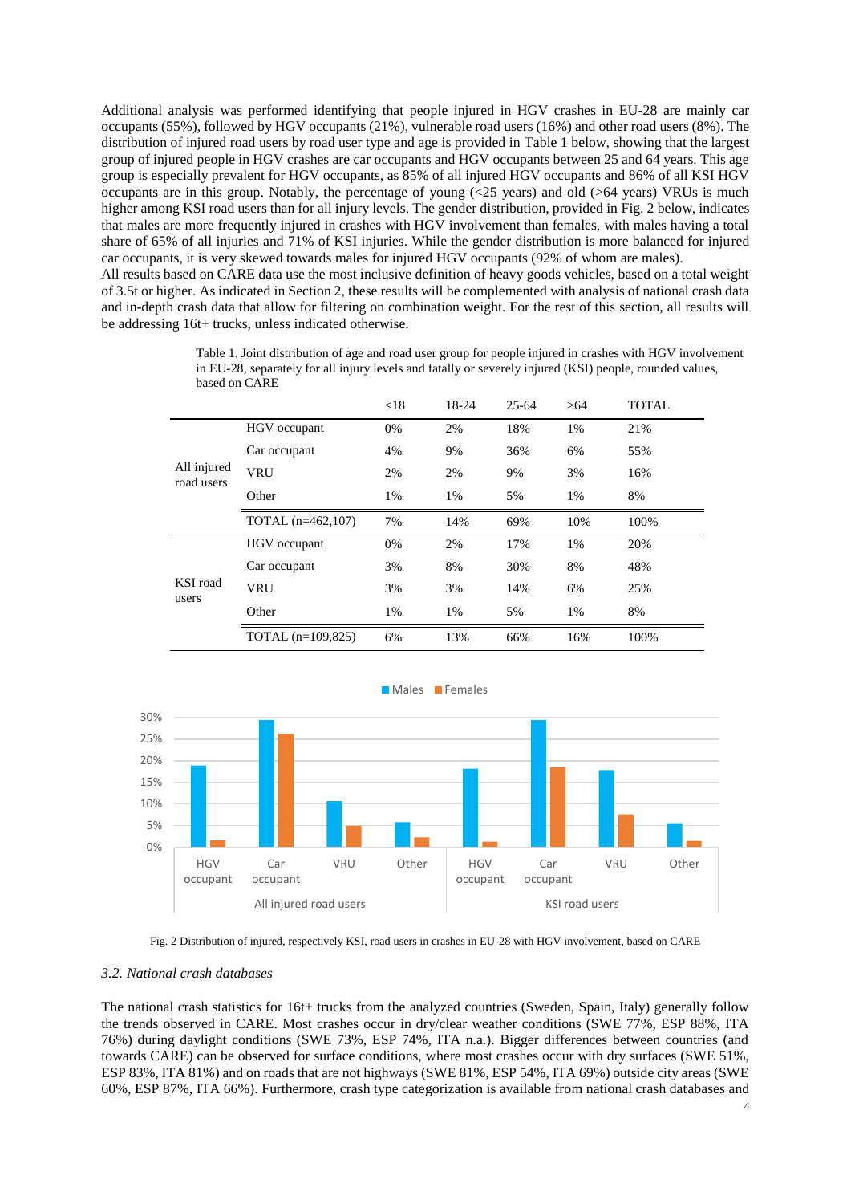Additional analysis was performed identifying that people injured in HGV crashes in EU-28 are mainly car occupants (55%), followed by HGV occupants (21%), vulnerable road users (16%) and other road users (8%). The distribution of injured road users by road user type and age is provided in Table 1 below, showing that the largest group of injured people in HGV crashes are car occupants and HGV occupants between 25 and 64 years. This age group is especially prevalent for HGV occupants, as 85% of all injured HGV occupants and 86% of all KSI HGV occupants are in this group. Notably, the percentage of young (<25 years) and old (>64 years) VRUs is much higher among KSI road users than for all injury levels. The gender distribution, provided in Fig. 2 below, indicates that males are more frequently injured in crashes with HGV involvement than females, with males having a total share of 65% of all injuries and 71% of KSI injuries. While the gender distribution is more balanced for injured car occupants, it is very skewed towards males for injured HGV occupants (92% of whom are males).

All results based on CARE data use the most inclusive definition of heavy goods vehicles, based on a total weight of 3.5t or higher. As indicated in Section 2, these results will be complemented with analysis of national crash data and in-depth crash data that allow for filtering on combination weight. For the rest of this section, all results will be addressing 16t+ trucks, unless indicated otherwise.

Table 1. Joint distribution of age and road user group for people injured in crashes with HGV involvement in EU-28, separately for all injury levels and fatally or severely injured (KSI) people, rounded values, based on CARE

| | | <18 | 18-24 | 25-64 | >64 | TOTAL |
|---|---|---|---|---|---|---|
| All injured road users | HGV occupant | 0% | 2% | 18% | 1% | 21% |
| | Car occupant | 4% | 9% | 36% | 6% | 55% |
| | VRU | 2% | 2% | 9% | 3% | 16% |
| | Other | 1% | 1% | 5% | 1% | 8% |
| | TOTAL (n=462,107) | 7% | 14% | 69% | 10% | 100% |
| KSI road users | HGV occupant | 0% | 2% | 17% | 1% | 20% |
| | Car occupant | 3% | 8% | 30% | 8% | 48% |
| | VRU | 3% | 3% | 14% | 6% | 25% |
| | Other | 1% | 1% | 5% | 1% | 8% |
| | TOTAL (n=109,825) | 6% | 13% | 66% | 16% | 100% |

Fig. 2 Distribution of injured, respectively KSI, road users in crashes in EU-28 with HGV involvement, based on CARE

### 3.2. National crash databases

The national crash statistics for 16t+ trucks from the analyzed countries (Sweden, Spain, Italy) generally follow the trends observed in CARE. Most crashes occur in dry/clear weather conditions (SWE 77%, ESP 88%, ITA 76%) during daylight conditions (SWE 73%, ESP 74%, ITA n.a.). Bigger differences between countries (and towards CARE) can be observed for surface conditions, where most crashes occur with dry surfaces (SWE 51%, ESP 83%, ITA 81%) and on roads that are not highways (SWE 81%, ESP 54%, ITA 69%) outside city areas (SWE 60%, ESP 87%, ITA 66%). Furthermore, crash type categorization is available from national crash databases and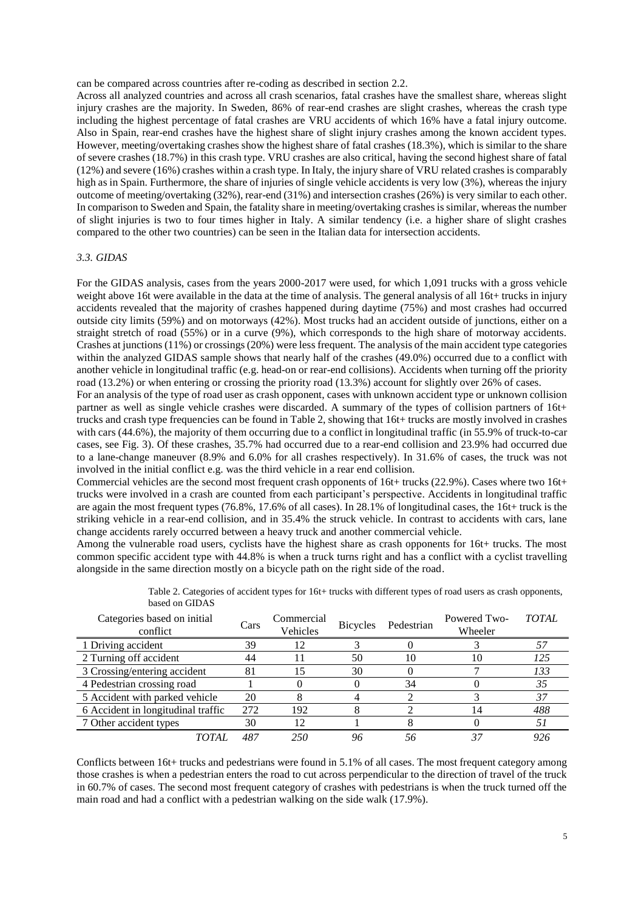can be compared across countries after re-coding as described in section 2.2.

Across all analyzed countries and across all crash scenarios, fatal crashes have the smallest share, whereas slight injury crashes are the majority. In Sweden, 86% of rear-end crashes are slight crashes, whereas the crash type including the highest percentage of fatal crashes are VRU accidents of which 16% have a fatal injury outcome. Also in Spain, rear-end crashes have the highest share of slight injury crashes among the known accident types. However, meeting/overtaking crashes show the highest share of fatal crashes (18.3%), which is similar to the share of severe crashes (18.7%) in this crash type. VRU crashes are also critical, having the second highest share of fatal (12%) and severe (16%) crashes within a crash type. In Italy, the injury share of VRU related crashes is comparably high as in Spain. Furthermore, the share of injuries of single vehicle accidents is very low (3%), whereas the injury outcome of meeting/overtaking (32%), rear-end (31%) and intersection crashes (26%) is very similar to each other. In comparison to Sweden and Spain, the fatality share in meeting/overtaking crashes is similar, whereas the number of slight injuries is two to four times higher in Italy. A similar tendency (i.e. a higher share of slight crashes compared to the other two countries) can be seen in the Italian data for intersection accidents.

### *3.3. GIDAS*

For the GIDAS analysis, cases from the years 2000-2017 were used, for which 1,091 trucks with a gross vehicle weight above 16t were available in the data at the time of analysis. The general analysis of all 16t+ trucks in injury accidents revealed that the majority of crashes happened during daytime (75%) and most crashes had occurred outside city limits (59%) and on motorways (42%). Most trucks had an accident outside of junctions, either on a straight stretch of road (55%) or in a curve (9%), which corresponds to the high share of motorway accidents. Crashes at junctions (11%) or crossings (20%) were less frequent. The analysis of the main accident type categories within the analyzed GIDAS sample shows that nearly half of the crashes (49.0%) occurred due to a conflict with another vehicle in longitudinal traffic (e.g. head-on or rear-end collisions). Accidents when turning off the priority road (13.2%) or when entering or crossing the priority road (13.3%) account for slightly over 26% of cases.

For an analysis of the type of road user as crash opponent, cases with unknown accident type or unknown collision partner as well as single vehicle crashes were discarded. A summary of the types of collision partners of 16t+ trucks and crash type frequencies can be found in Table 2, showing that 16t+ trucks are mostly involved in crashes with cars (44.6%), the majority of them occurring due to a conflict in longitudinal traffic (in 55.9% of truck-to-car cases, see Fig. 3). Of these crashes, 35.7% had occurred due to a rear-end collision and 23.9% had occurred due to a lane-change maneuver (8.9% and 6.0% for all crashes respectively). In 31.6% of cases, the truck was not involved in the initial conflict e.g. was the third vehicle in a rear end collision.

Commercial vehicles are the second most frequent crash opponents of 16t+ trucks (22.9%). Cases where two 16t+ trucks were involved in a crash are counted from each participant's perspective. Accidents in longitudinal traffic are again the most frequent types (76.8%, 17.6% of all cases). In 28.1% of longitudinal cases, the 16t+ truck is the striking vehicle in a rear-end collision, and in 35.4% the struck vehicle. In contrast to accidents with cars, lane change accidents rarely occurred between a heavy truck and another commercial vehicle.

Among the vulnerable road users, cyclists have the highest share as crash opponents for 16t+ trucks. The most common specific accident type with 44.8% is when a truck turns right and has a conflict with a cyclist travelling alongside in the same direction mostly on a bicycle path on the right side of the road.

Table 2. Categories of accident types for 16t+ trucks with different types of road users as crash opponents, based on GIDAS

| Categories based on initial conflict | Cars | Commercial Vehicles | Bicycles | Pedestrian | Powered Two-Wheeler | *TOTAL* |
|---|---|---|---|---|---|---|
| 1 Driving accident | 39 | 12 | 3 | 0 | 3 | *57* |
| 2 Turning off accident | 44 | 11 | 50 | 10 | 10 | *125* |
| 3 Crossing/entering accident | 81 | 15 | 30 | 0 | 7 | *133* |
| 4 Pedestrian crossing road | 1 | 0 | 0 | 34 | 0 | *35* |
| 5 Accident with parked vehicle | 20 | 8 | 4 | 2 | 3 | *37* |
| 6 Accident in longitudinal traffic | 272 | 192 | 8 | 2 | 14 | *488* |
| 7 Other accident types | 30 | 12 | 1 | 8 | 0 | *51* |
| *TOTAL* | *487* | *250* | *96* | *56* | *37* | *926* |

Conflicts between 16t+ trucks and pedestrians were found in 5.1% of all cases. The most frequent category among those crashes is when a pedestrian enters the road to cut across perpendicular to the direction of travel of the truck in 60.7% of cases. The second most frequent category of crashes with pedestrians is when the truck turned off the main road and had a conflict with a pedestrian walking on the side walk (17.9%).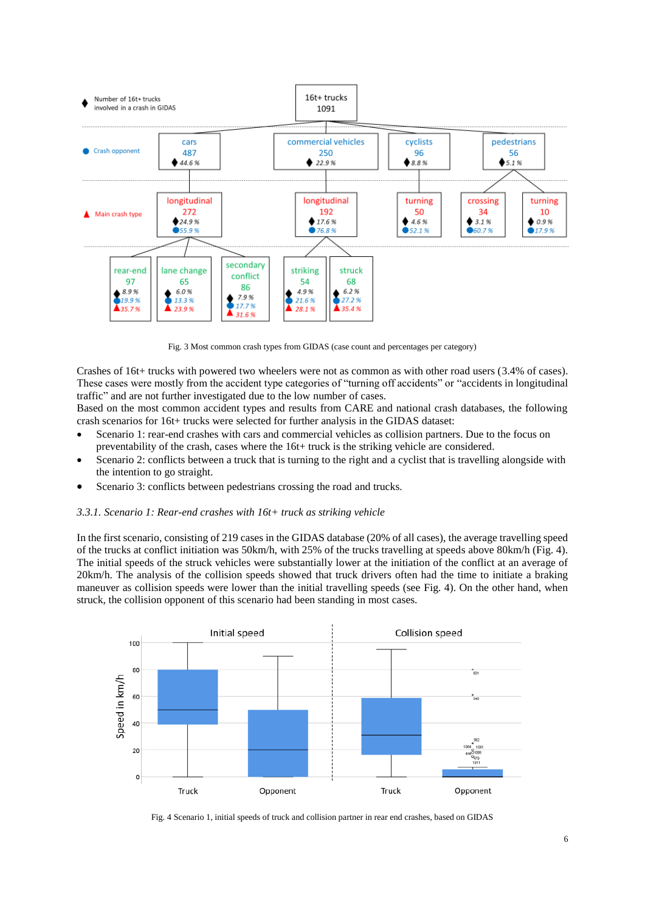Fig. 3 Most common crash types from GIDAS (case count and percentages per category)

Crashes of 16t+ trucks with powered two wheelers were not as common as with other road users (3.4% of cases). These cases were mostly from the accident type categories of "turning off accidents" or "accidents in longitudinal traffic" and are not further investigated due to the low number of cases.

Based on the most common accident types and results from CARE and national crash databases, the following crash scenarios for 16t+ trucks were selected for further analysis in the GIDAS dataset:

- Scenario 1: rear-end crashes with cars and commercial vehicles as collision partners. Due to the focus on preventability of the crash, cases where the 16t+ truck is the striking vehicle are considered.
- Scenario 2: conflicts between a truck that is turning to the right and a cyclist that is travelling alongside with the intention to go straight.
- Scenario 3: conflicts between pedestrians crossing the road and trucks.

### *3.3.1. Scenario 1: Rear-end crashes with 16t+ truck as striking vehicle*

In the first scenario, consisting of 219 cases in the GIDAS database (20% of all cases), the average travelling speed of the trucks at conflict initiation was 50km/h, with 25% of the trucks travelling at speeds above 80km/h (Fig. 4). The initial speeds of the struck vehicles were substantially lower at the initiation of the conflict at an average of 20km/h. The analysis of the collision speeds showed that truck drivers often had the time to initiate a braking maneuver as collision speeds were lower than the initial travelling speeds (see Fig. 4). On the other hand, when struck, the collision opponent of this scenario had been standing in most cases.

Fig. 4 Scenario 1, initial speeds of truck and collision partner in rear end crashes, based on GIDAS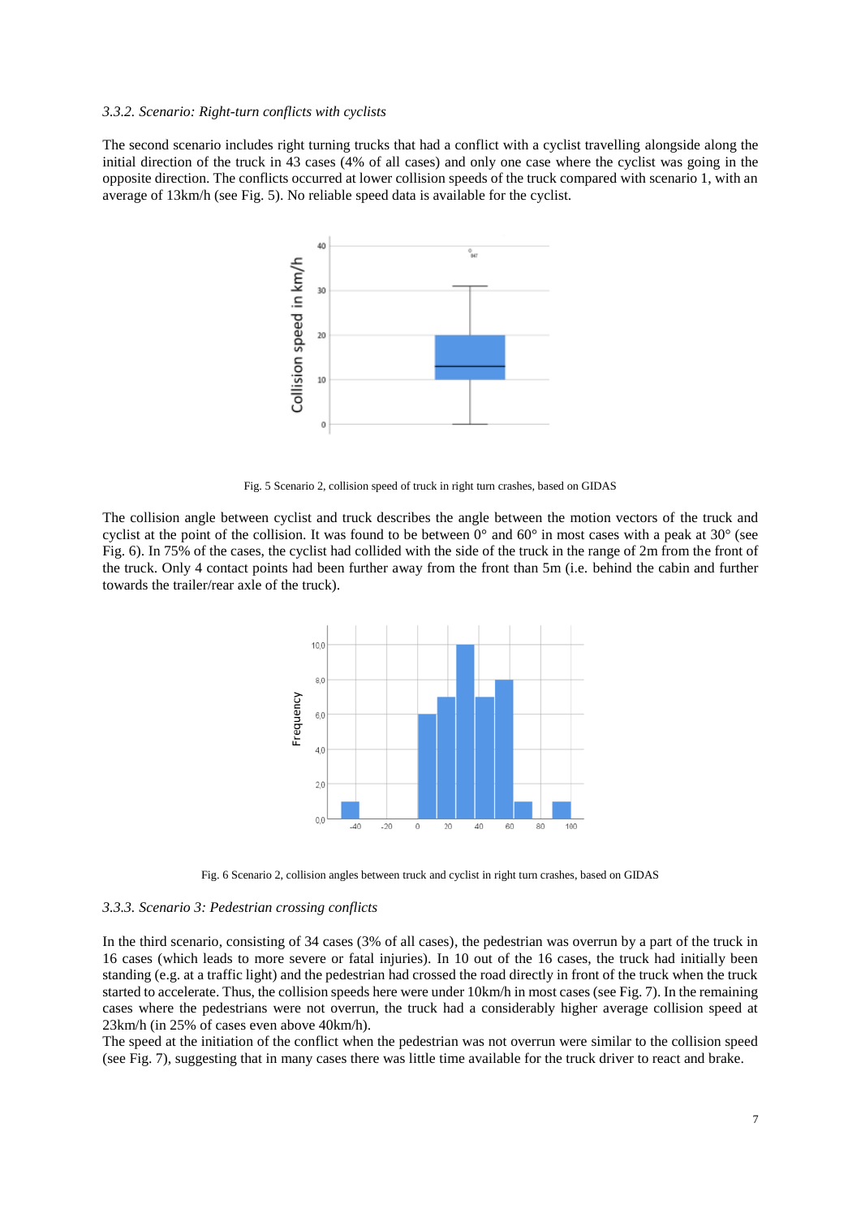*3.3.2. Scenario: Right-turn conflicts with cyclists*

The second scenario includes right turning trucks that had a conflict with a cyclist travelling alongside along the initial direction of the truck in 43 cases (4% of all cases) and only one case where the cyclist was going in the opposite direction. The conflicts occurred at lower collision speeds of the truck compared with scenario 1, with an average of 13km/h (see Fig. 5). No reliable speed data is available for the cyclist.

Fig. 5 Scenario 2, collision speed of truck in right turn crashes, based on GIDAS

The collision angle between cyclist and truck describes the angle between the motion vectors of the truck and cyclist at the point of the collision. It was found to be between 0° and 60° in most cases with a peak at 30° (see Fig. 6). In 75% of the cases, the cyclist had collided with the side of the truck in the range of 2m from the front of the truck. Only 4 contact points had been further away from the front than 5m (i.e. behind the cabin and further towards the trailer/rear axle of the truck).

Fig. 6 Scenario 2, collision angles between truck and cyclist in right turn crashes, based on GIDAS

*3.3.3. Scenario 3: Pedestrian crossing conflicts*

In the third scenario, consisting of 34 cases (3% of all cases), the pedestrian was overrun by a part of the truck in 16 cases (which leads to more severe or fatal injuries). In 10 out of the 16 cases, the truck had initially been standing (e.g. at a traffic light) and the pedestrian had crossed the road directly in front of the truck when the truck started to accelerate. Thus, the collision speeds here were under 10km/h in most cases (see Fig. 7). In the remaining cases where the pedestrians were not overrun, the truck had a considerably higher average collision speed at 23km/h (in 25% of cases even above 40km/h).

The speed at the initiation of the conflict when the pedestrian was not overrun were similar to the collision speed (see Fig. 7), suggesting that in many cases there was little time available for the truck driver to react and brake.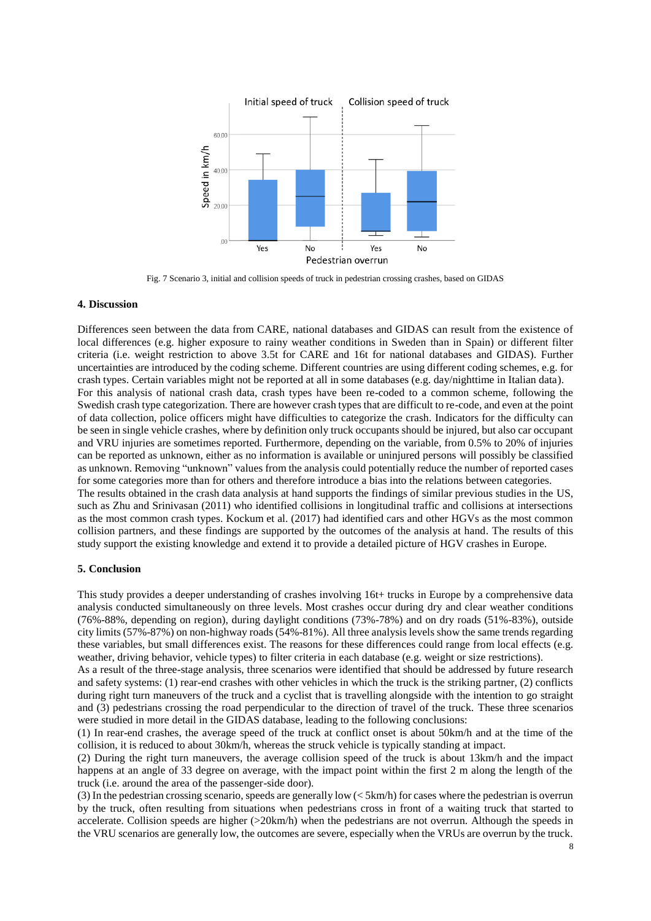Fig. 7 Scenario 3, initial and collision speeds of truck in pedestrian crossing crashes, based on GIDAS

## 4. Discussion

Differences seen between the data from CARE, national databases and GIDAS can result from the existence of local differences (e.g. higher exposure to rainy weather conditions in Sweden than in Spain) or different filter criteria (i.e. weight restriction to above 3.5t for CARE and 16t for national databases and GIDAS). Further uncertainties are introduced by the coding scheme. Different countries are using different coding schemes, e.g. for crash types. Certain variables might not be reported at all in some databases (e.g. day/nighttime in Italian data).
For this analysis of national crash data, crash types have been re-coded to a common scheme, following the Swedish crash type categorization. There are however crash types that are difficult to re-code, and even at the point of data collection, police officers might have difficulties to categorize the crash. Indicators for the difficulty can be seen in single vehicle crashes, where by definition only truck occupants should be injured, but also car occupant and VRU injuries are sometimes reported. Furthermore, depending on the variable, from 0.5% to 20% of injuries can be reported as unknown, either as no information is available or uninjured persons will possibly be classified as unknown. Removing "unknown" values from the analysis could potentially reduce the number of reported cases for some categories more than for others and therefore introduce a bias into the relations between categories.
The results obtained in the crash data analysis at hand supports the findings of similar previous studies in the US, such as Zhu and Srinivasan (2011) who identified collisions in longitudinal traffic and collisions at intersections as the most common crash types. Kockum et al. (2017) had identified cars and other HGVs as the most common collision partners, and these findings are supported by the outcomes of the analysis at hand. The results of this study support the existing knowledge and extend it to provide a detailed picture of HGV crashes in Europe.

## 5. Conclusion

This study provides a deeper understanding of crashes involving 16t+ trucks in Europe by a comprehensive data analysis conducted simultaneously on three levels. Most crashes occur during dry and clear weather conditions (76%-88%, depending on region), during daylight conditions (73%-78%) and on dry roads (51%-83%), outside city limits (57%-87%) on non-highway roads (54%-81%). All three analysis levels show the same trends regarding these variables, but small differences exist. The reasons for these differences could range from local effects (e.g. weather, driving behavior, vehicle types) to filter criteria in each database (e.g. weight or size restrictions).
As a result of the three-stage analysis, three scenarios were identified that should be addressed by future research and safety systems: (1) rear-end crashes with other vehicles in which the truck is the striking partner, (2) conflicts during right turn maneuvers of the truck and a cyclist that is travelling alongside with the intention to go straight and (3) pedestrians crossing the road perpendicular to the direction of travel of the truck. These three scenarios were studied in more detail in the GIDAS database, leading to the following conclusions:
(1) In rear-end crashes, the average speed of the truck at conflict onset is about 50km/h and at the time of the collision, it is reduced to about 30km/h, whereas the struck vehicle is typically standing at impact.
(2) During the right turn maneuvers, the average collision speed of the truck is about 13km/h and the impact happens at an angle of 33 degree on average, with the impact point within the first 2 m along the length of the truck (i.e. around the area of the passenger-side door).
(3) In the pedestrian crossing scenario, speeds are generally low (< 5km/h) for cases where the pedestrian is overrun by the truck, often resulting from situations when pedestrians cross in front of a waiting truck that started to accelerate. Collision speeds are higher (>20km/h) when the pedestrians are not overrun. Although the speeds in the VRU scenarios are generally low, the outcomes are severe, especially when the VRUs are overrun by the truck.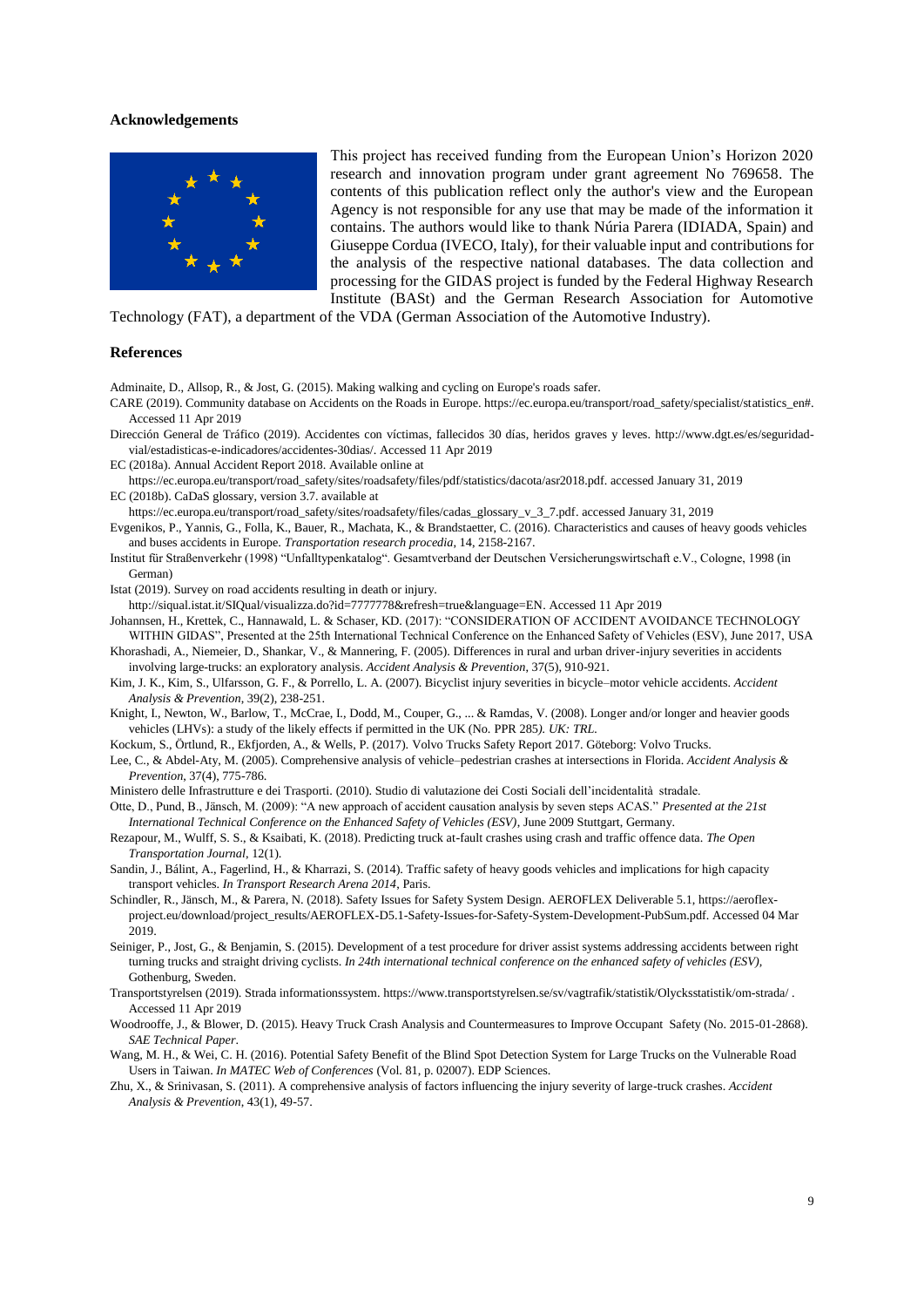### Acknowledgements

This project has received funding from the European Union's Horizon 2020 research and innovation program under grant agreement No 769658. The contents of this publication reflect only the author's view and the European Agency is not responsible for any use that may be made of the information it contains. The authors would like to thank Núria Parera (IDIADA, Spain) and Giuseppe Cordua (IVECO, Italy), for their valuable input and contributions for the analysis of the respective national databases. The data collection and processing for the GIDAS project is funded by the Federal Highway Research Institute (BASt) and the German Research Association for Automotive Technology (FAT), a department of the VDA (German Association of the Automotive Industry).

### References

Adminaite, D., Allsop, R., & Jost, G. (2015). Making walking and cycling on Europe's roads safer.

CARE (2019). Community database on Accidents on the Roads in Europe. https://ec.europa.eu/transport/road_safety/specialist/statistics_en#. Accessed 11 Apr 2019

Dirección General de Tráfico (2019). Accidentes con víctimas, fallecidos 30 días, heridos graves y leves. http://www.dgt.es/es/seguridad-vial/estadisticas-e-indicadores/accidentes-30dias/. Accessed 11 Apr 2019

EC (2018a). Annual Accident Report 2018. Available online at https://ec.europa.eu/transport/road_safety/sites/roadsafety/files/pdf/statistics/dacota/asr2018.pdf. accessed January 31, 2019

EC (2018b). CaDaS glossary, version 3.7. available at https://ec.europa.eu/transport/road_safety/sites/roadsafety/files/cadas_glossary_v_3_7.pdf. accessed January 31, 2019

Evgenikos, P., Yannis, G., Folla, K., Bauer, R., Machata, K., & Brandstaetter, C. (2016). Characteristics and causes of heavy goods vehicles and buses accidents in Europe. *Transportation research procedia*, 14, 2158-2167.

Institut für Straßenverkehr (1998) "Unfalltypenkatalog". Gesamtverband der Deutschen Versicherungswirtschaft e.V., Cologne, 1998 (in German)

Istat (2019). Survey on road accidents resulting in death or injury. http://siqual.istat.it/SIQual/visualizza.do?id=7777778&refresh=true&language=EN. Accessed 11 Apr 2019

Johannsen, H., Krettek, C., Hannawald, L. & Schaser, KD. (2017): "CONSIDERATION OF ACCIDENT AVOIDANCE TECHNOLOGY WITHIN GIDAS", Presented at the 25th International Technical Conference on the Enhanced Safety of Vehicles (ESV), June 2017, USA

Khorashadi, A., Niemeier, D., Shankar, V., & Mannering, F. (2005). Differences in rural and urban driver-injury severities in accidents involving large-trucks: an exploratory analysis. *Accident Analysis & Prevention*, 37(5), 910-921.

Kim, J. K., Kim, S., Ulfarsson, G. F., & Porrello, L. A. (2007). Bicyclist injury severities in bicycle–motor vehicle accidents. *Accident Analysis & Prevention*, 39(2), 238-251.

Knight, I., Newton, W., Barlow, T., McCrae, I., Dodd, M., Couper, G., ... & Ramdas, V. (2008). Longer and/or longer and heavier goods vehicles (LHVs): a study of the likely effects if permitted in the UK (No. PPR 285*). UK: TRL*.

Kockum, S., Örtlund, R., Ekfjorden, A., & Wells, P. (2017). Volvo Trucks Safety Report 2017. Göteborg: Volvo Trucks.

Lee, C., & Abdel-Aty, M. (2005). Comprehensive analysis of vehicle–pedestrian crashes at intersections in Florida. *Accident Analysis & Prevention*, 37(4), 775-786.

Ministero delle Infrastrutture e dei Trasporti. (2010). Studio di valutazione dei Costi Sociali dell'incidentalità stradale.

Otte, D., Pund, B., Jänsch, M. (2009): "A new approach of accident causation analysis by seven steps ACAS." *Presented at the 21st International Technical Conference on the Enhanced Safety of Vehicles (ESV)*, June 2009 Stuttgart, Germany.

Rezapour, M., Wulff, S. S., & Ksaibati, K. (2018). Predicting truck at-fault crashes using crash and traffic offence data. *The Open Transportation Journal*, 12(1).

Sandin, J., Bálint, A., Fagerlind, H., & Kharrazi, S. (2014). Traffic safety of heavy goods vehicles and implications for high capacity transport vehicles. *In Transport Research Arena 2014*, Paris.

Schindler, R., Jänsch, M., & Parera, N. (2018). Safety Issues for Safety System Design. AEROFLEX Deliverable 5.1, https://aeroflex-project.eu/download/project_results/AEROFLEX-D5.1-Safety-Issues-for-Safety-System-Development-PubSum.pdf. Accessed 04 Mar 2019.

Seiniger, P., Jost, G., & Benjamin, S. (2015). Development of a test procedure for driver assist systems addressing accidents between right turning trucks and straight driving cyclists. *In 24th international technical conference on the enhanced safety of vehicles (ESV)*, Gothenburg, Sweden.

Transportstyrelsen (2019). Strada informationssystem. https://www.transportstyrelsen.se/sv/vagtrafik/statistik/Olycksstatistik/om-strada/ . Accessed 11 Apr 2019

Woodrooffe, J., & Blower, D. (2015). Heavy Truck Crash Analysis and Countermeasures to Improve Occupant Safety (No. 2015-01-2868). *SAE Technical Paper*.

Wang, M. H., & Wei, C. H. (2016). Potential Safety Benefit of the Blind Spot Detection System for Large Trucks on the Vulnerable Road Users in Taiwan. *In MATEC Web of Conferences* (Vol. 81, p. 02007). EDP Sciences.

Zhu, X., & Srinivasan, S. (2011). A comprehensive analysis of factors influencing the injury severity of large-truck crashes. *Accident Analysis & Prevention*, 43(1), 49-57.